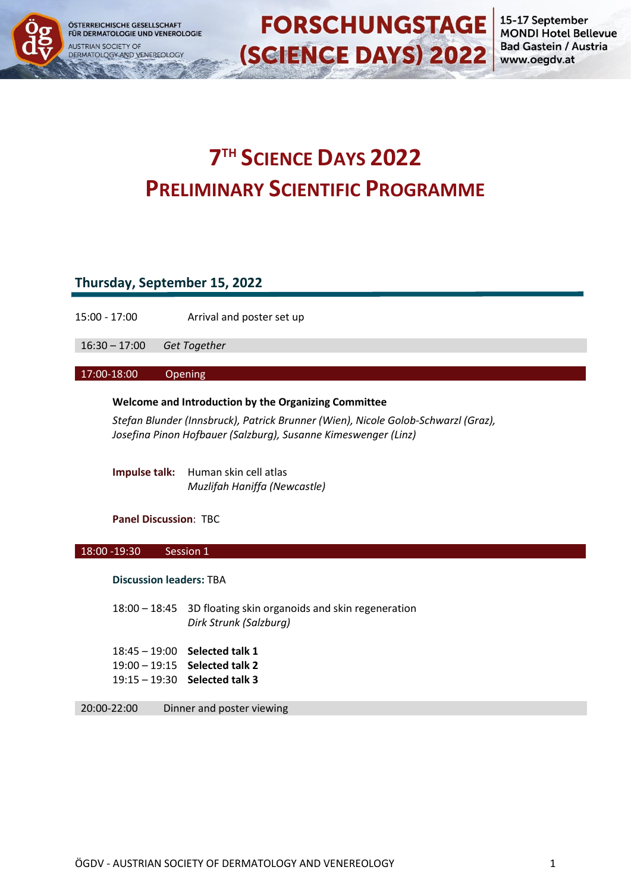# 7[TH] SCIENCE DAYS 2022
# PRELIMINARY SCIENTIFIC PROGRAMME

## Thursday, September 15, 2022

15:00 - 17:00 Arrival and poster set up

16:30 – 17:00 *Get Together*

### 17:00-18:00 Opening

**Welcome and Introduction by the Organizing Committee**

*Stefan Blunder (Innsbruck), Patrick Brunner (Wien), Nicole Golob-Schwarzl (Graz), Josefina Pinon Hofbauer (Salzburg), Susanne Kimeswenger (Linz)*

**Impulse talk:** Human skin cell atlas
*Muzlifah Haniffa (Newcastle)*

**Panel Discussion**: TBC

### 18:00 -19:30 Session 1

**Discussion leaders:** TBA

18:00 – 18:45 3D floating skin organoids and skin regeneration
*Dirk Strunk (Salzburg)*

18:45 – 19:00 **Selected talk 1**
19:00 – 19:15 **Selected talk 2**
19:15 – 19:30 **Selected talk 3**

20:00-22:00 Dinner and poster viewing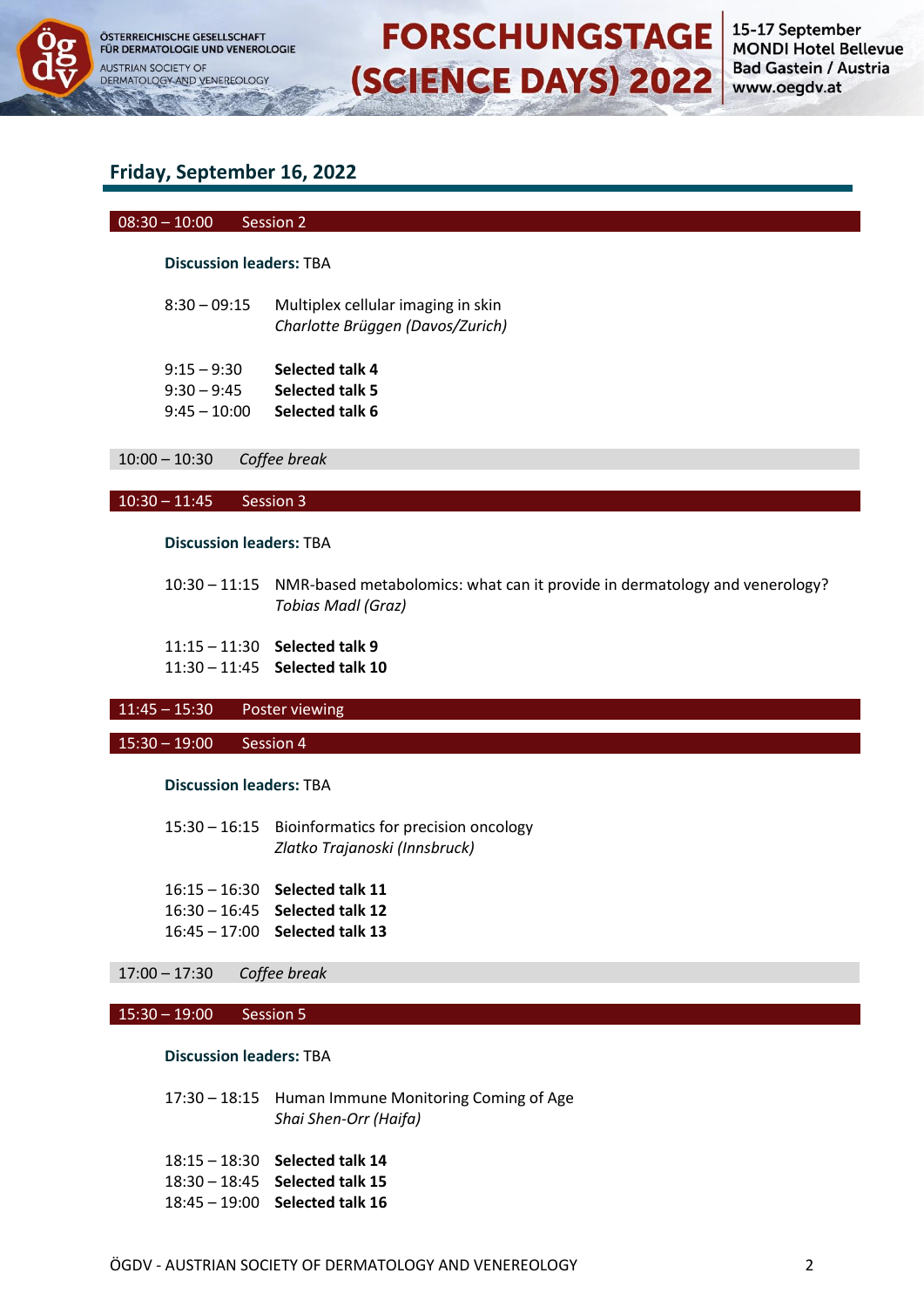## Friday, September 16, 2022

**08:30 – 10:00 Session 2**

**Discussion leaders:** TBA

8:30 – 09:15 Multiplex cellular imaging in skin
*Charlotte Brüggen (Davos/Zurich)*

9:15 – 9:30 **Selected talk 4**
9:30 – 9:45 **Selected talk 5**
9:45 – 10:00 **Selected talk 6**

10:00 – 10:30 *Coffee break*

**10:30 – 11:45 Session 3**

**Discussion leaders:** TBA

10:30 – 11:15 NMR-based metabolomics: what can it provide in dermatology and venerology?
*Tobias Madl (Graz)*

11:15 – 11:30 **Selected talk 9**
11:30 – 11:45 **Selected talk 10**

**11:45 – 15:30 Poster viewing**

**15:30 – 19:00 Session 4**

**Discussion leaders:** TBA

15:30 – 16:15 Bioinformatics for precision oncology
*Zlatko Trajanoski (Innsbruck)*

16:15 – 16:30 **Selected talk 11**
16:30 – 16:45 **Selected talk 12**
16:45 – 17:00 **Selected talk 13**

17:00 – 17:30 *Coffee break*

**15:30 – 19:00 Session 5**

**Discussion leaders:** TBA

17:30 – 18:15 Human Immune Monitoring Coming of Age
*Shai Shen-Orr (Haifa)*

18:15 – 18:30 **Selected talk 14**
18:30 – 18:45 **Selected talk 15**
18:45 – 19:00 **Selected talk 16**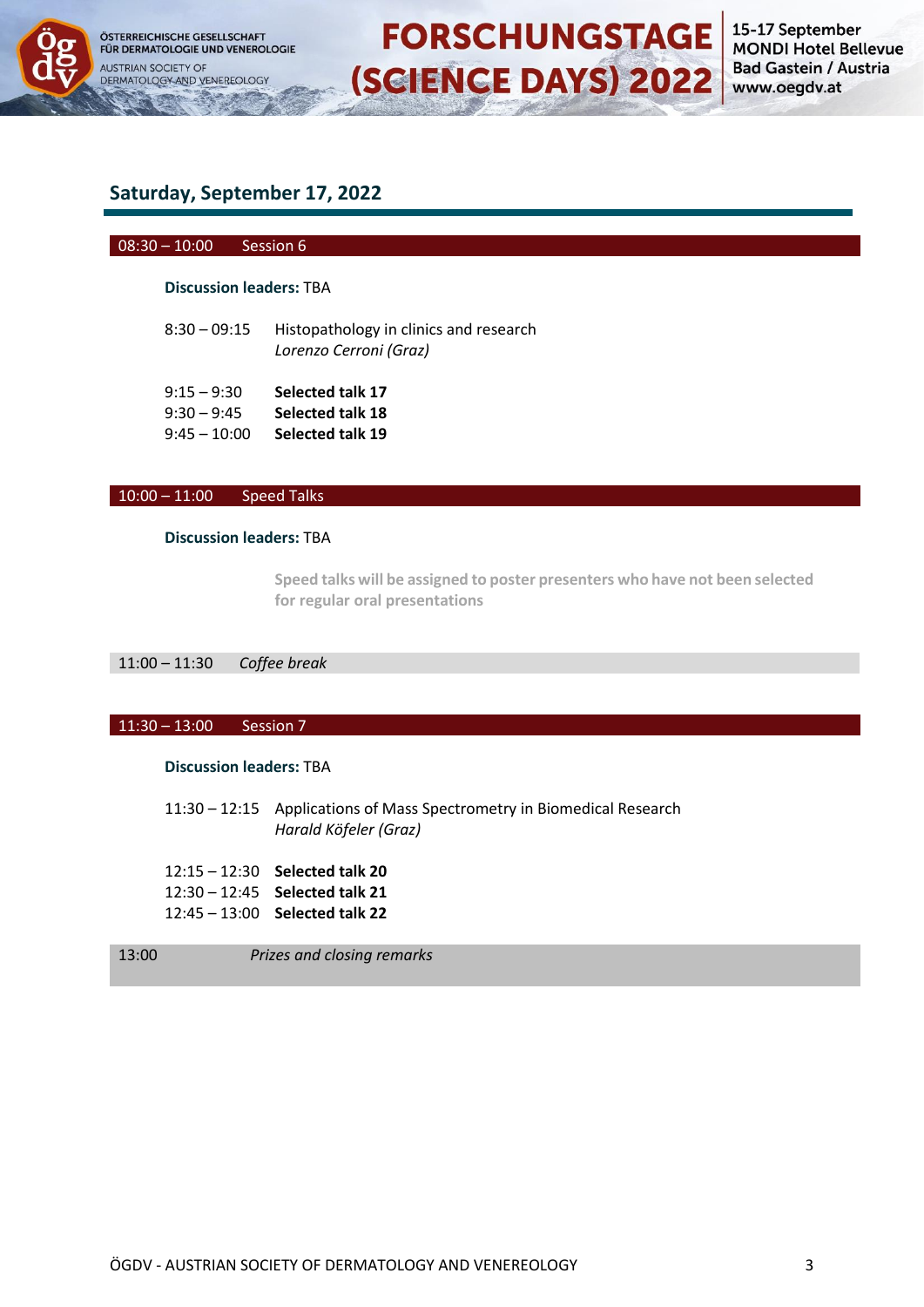## Saturday, September 17, 2022

**08:30 – 10:00 Session 6**

**Discussion leaders:** TBA

8:30 – 09:15 Histopathology in clinics and research
*Lorenzo Cerroni (Graz)*

9:15 – 9:30 **Selected talk 17**
9:30 – 9:45 **Selected talk 18**
9:45 – 10:00 **Selected talk 19**

**10:00 – 11:00 Speed Talks**

**Discussion leaders:** TBA

**Speed talks will be assigned to poster presenters who have not been selected for regular oral presentations**

11:00 – 11:30 *Coffee break*

**11:30 – 13:00 Session 7**

**Discussion leaders:** TBA

11:30 – 12:15 Applications of Mass Spectrometry in Biomedical Research
*Harald Köfeler (Graz)*

12:15 – 12:30 **Selected talk 20**
12:30 – 12:45 **Selected talk 21**
12:45 – 13:00 **Selected talk 22**

13:00 *Prizes and closing remarks*